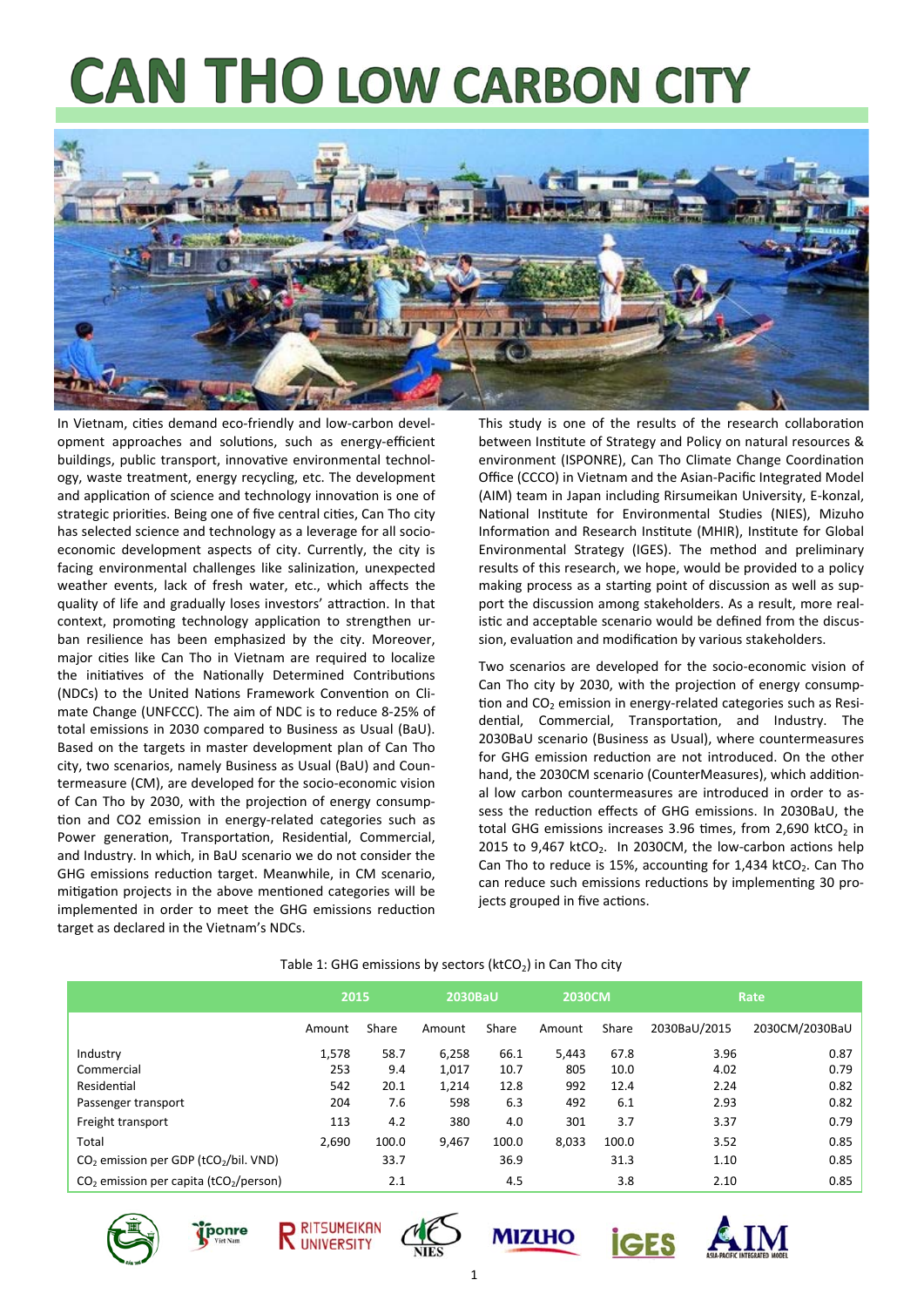# CAN THO LOW CARBON CITY

In Vietnam, cities demand eco-friendly and low-carbon development approaches and solutions, such as energy-efficient buildings, public transport, innovative environmental technology, waste treatment, energy recycling, etc. The development and application of science and technology innovation is one of strategic priorities. Being one of five central cities, Can Tho city has selected science and technology as a leverage for all socio-economic development aspects of city. Currently, the city is facing environmental challenges like salinization, unexpected weather events, lack of fresh water, etc., which affects the quality of life and gradually loses investors' attraction. In that context, promoting technology application to strengthen urban resilience has been emphasized by the city. Moreover, major cities like Can Tho in Vietnam are required to localize the initiatives of the Nationally Determined Contributions (NDCs) to the United Nations Framework Convention on Climate Change (UNFCCC). The aim of NDC is to reduce 8-25% of total emissions in 2030 compared to Business as Usual (BaU). Based on the targets in master development plan of Can Tho city, two scenarios, namely Business as Usual (BaU) and Countermeasure (CM), are developed for the socio-economic vision of Can Tho by 2030, with the projection of energy consumption and CO2 emission in energy-related categories such as Power generation, Transportation, Residential, Commercial, and Industry. In which, in BaU scenario we do not consider the GHG emissions reduction target. Meanwhile, in CM scenario, mitigation projects in the above mentioned categories will be implemented in order to meet the GHG emissions reduction target as declared in the Vietnam's NDCs.

This study is one of the results of the research collaboration between Institute of Strategy and Policy on natural resources & environment (ISPONRE), Can Tho Climate Change Coordination Office (CCCO) in Vietnam and the Asian-Pacific Integrated Model (AIM) team in Japan including Rirsumeikan University, E-konzal, National Institute for Environmental Studies (NIES), Mizuho Information and Research Institute (MHIR), Institute for Global Environmental Strategy (IGES). The method and preliminary results of this research, we hope, would be provided to a policy making process as a starting point of discussion as well as support the discussion among stakeholders. As a result, more realistic and acceptable scenario would be defined from the discussion, evaluation and modification by various stakeholders.

Two scenarios are developed for the socio-economic vision of Can Tho city by 2030, with the projection of energy consumption and $CO_2$ emission in energy-related categories such as Residential, Commercial, Transportation, and Industry. The 2030BaU scenario (Business as Usual), where countermeasures for GHG emission reduction are not introduced. On the other hand, the 2030CM scenario (CounterMeasures), which additional low carbon countermeasures are introduced in order to assess the reduction effects of GHG emissions. In 2030BaU, the total GHG emissions increases 3.96 times, from 2,690 $ktCO_2$ in 2015 to 9,467 $ktCO_2$. In 2030CM, the low-carbon actions help Can Tho to reduce is 15%, accounting for 1,434 $ktCO_2$. Can Tho can reduce such emissions reductions by implementing 30 projects grouped in five actions.

Table 1: GHG emissions by sectors ($ktCO_2$) in Can Tho city

| | 2015 | | 2030BaU | | 2030CM | | Rate | |
|---|---|---|---|---|---|---|---|---|
| | Amount | Share | Amount | Share | Amount | Share | 2030BaU/2015 | 2030CM/2030BaU |
| Industry | 1,578 | 58.7 | 6,258 | 66.1 | 5,443 | 67.8 | 3.96 | 0.87 |
| Commercial | 253 | 9.4 | 1,017 | 10.7 | 805 | 10.0 | 4.02 | 0.79 |
| Residential | 542 | 20.1 | 1,214 | 12.8 | 992 | 12.4 | 2.24 | 0.82 |
| Passenger transport | 204 | 7.6 | 598 | 6.3 | 492 | 6.1 | 2.93 | 0.82 |
| Freight transport | 113 | 4.2 | 380 | 4.0 | 301 | 3.7 | 3.37 | 0.79 |
| Total | 2,690 | 100.0 | 9,467 | 100.0 | 8,033 | 100.0 | 3.52 | 0.85 |
| $CO_2$ emission per GDP ($tCO_2$/bil. VND) | | 33.7 | | 36.9 | | 31.3 | 1.10 | 0.85 |
| $CO_2$ emission per capita ($tCO_2$/person) | | 2.1 | | 4.5 | | 3.8 | 2.10 | 0.85 |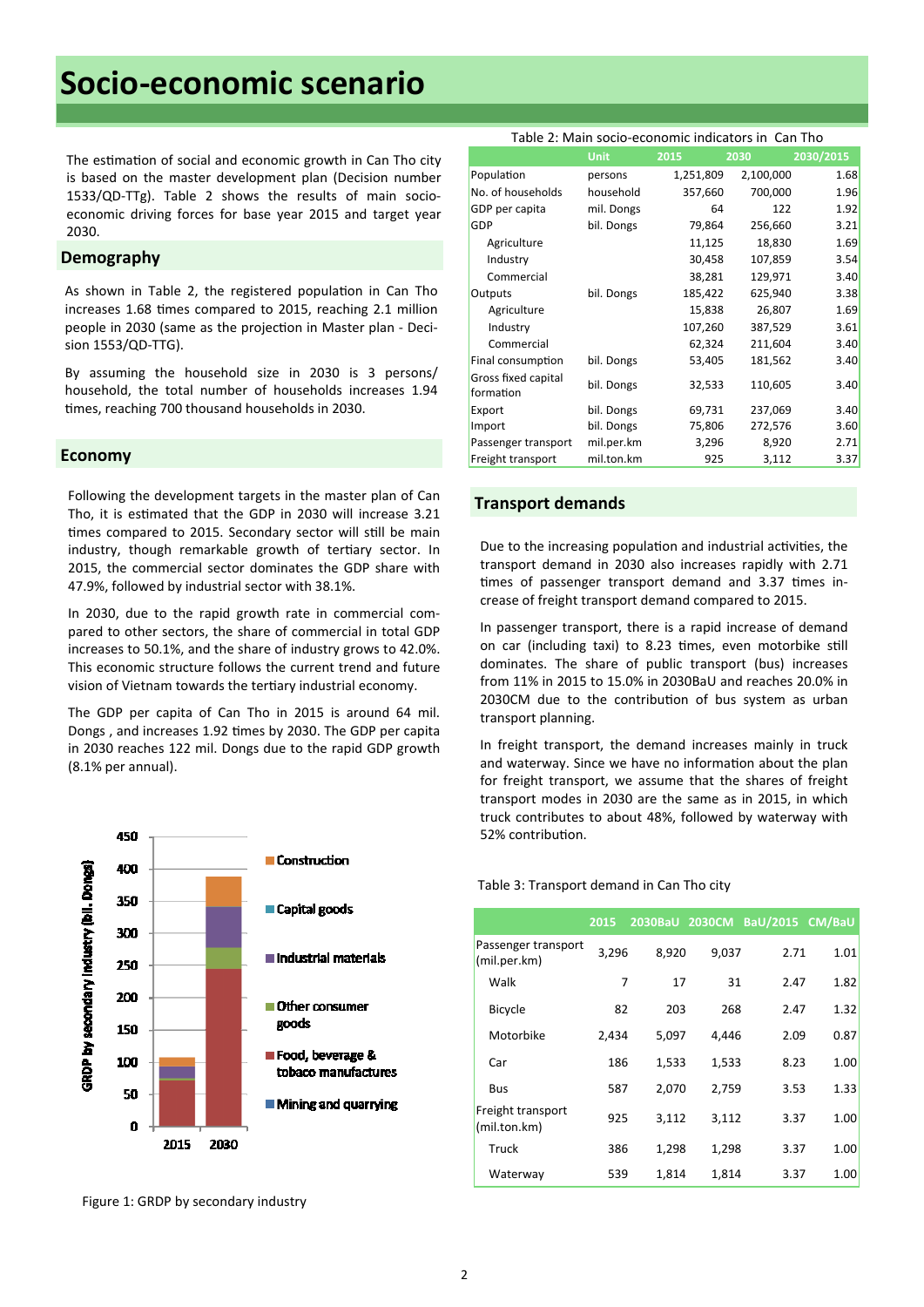# Socio-economic scenario

The estimation of social and economic growth in Can Tho city is based on the master development plan (Decision number 1533/QD-TTg). Table 2 shows the results of main socio-economic driving forces for base year 2015 and target year 2030.

## Demography

As shown in Table 2, the registered population in Can Tho increases 1.68 times compared to 2015, reaching 2.1 million people in 2030 (same as the projection in Master plan - Decision 1553/QD-TTG).

By assuming the household size in 2030 is 3 persons/household, the total number of households increases 1.94 times, reaching 700 thousand households in 2030.

## Economy

Following the development targets in the master plan of Can Tho, it is estimated that the GDP in 2030 will increase 3.21 times compared to 2015. Secondary sector will still be main industry, though remarkable growth of tertiary sector. In 2015, the commercial sector dominates the GDP share with 47.9%, followed by industrial sector with 38.1%.

In 2030, due to the rapid growth rate in commercial compared to other sectors, the share of commercial in total GDP increases to 50.1%, and the share of industry grows to 42.0%. This economic structure follows the current trend and future vision of Vietnam towards the tertiary industrial economy.

The GDP per capita of Can Tho in 2015 is around 64 mil. Dongs , and increases 1.92 times by 2030. The GDP per capita in 2030 reaches 122 mil. Dongs due to the rapid GDP growth (8.1% per annual).

Figure 1: GRDP by secondary industry

Table 2: Main socio-economic indicators in Can Tho

| | Unit | 2015 | 2030 | 2030/2015 |
|---|---|---|---|---|
| Population | persons | 1,251,809 | 2,100,000 | 1.68 |
| No. of households | household | 357,660 | 700,000 | 1.96 |
| GDP per capita | mil. Dongs | 64 | 122 | 1.92 |
| GDP | bil. Dongs | 79,864 | 256,660 | 3.21 |
| Agriculture | | 11,125 | 18,830 | 1.69 |
| Industry | | 30,458 | 107,859 | 3.54 |
| Commercial | | 38,281 | 129,971 | 3.40 |
| Outputs | bil. Dongs | 185,422 | 625,940 | 3.38 |
| Agriculture | | 15,838 | 26,807 | 1.69 |
| Industry | | 107,260 | 387,529 | 3.61 |
| Commercial | | 62,324 | 211,604 | 3.40 |
| Final consumption | bil. Dongs | 53,405 | 181,562 | 3.40 |
| Gross fixed capital formation | bil. Dongs | 32,533 | 110,605 | 3.40 |
| Export | bil. Dongs | 69,731 | 237,069 | 3.40 |
| Import | bil. Dongs | 75,806 | 272,576 | 3.60 |
| Passenger transport | mil.per.km | 3,296 | 8,920 | 2.71 |
| Freight transport | mil.ton.km | 925 | 3,112 | 3.37 |

## Transport demands

Due to the increasing population and industrial activities, the transport demand in 2030 also increases rapidly with 2.71 times of passenger transport demand and 3.37 times increase of freight transport demand compared to 2015.

In passenger transport, there is a rapid increase of demand on car (including taxi) to 8.23 times, even motorbike still dominates. The share of public transport (bus) increases from 11% in 2015 to 15.0% in 2030BaU and reaches 20.0% in 2030CM due to the contribution of bus system as urban transport planning.

In freight transport, the demand increases mainly in truck and waterway. Since we have no information about the plan for freight transport, we assume that the shares of freight transport modes in 2030 are the same as in 2015, in which truck contributes to about 48%, followed by waterway with 52% contribution.

Table 3: Transport demand in Can Tho city

| | 2015 | 2030BaU | 2030CM | BaU/2015 | CM/BaU |
|---|---|---|---|---|---|
| Passenger transport (mil.per.km) | 3,296 | 8,920 | 9,037 | 2.71 | 1.01 |
| Walk | 7 | 17 | 31 | 2.47 | 1.82 |
| Bicycle | 82 | 203 | 268 | 2.47 | 1.32 |
| Motorbike | 2,434 | 5,097 | 4,446 | 2.09 | 0.87 |
| Car | 186 | 1,533 | 1,533 | 8.23 | 1.00 |
| Bus | 587 | 2,070 | 2,759 | 3.53 | 1.33 |
| Freight transport (mil.ton.km) | 925 | 3,112 | 3,112 | 3.37 | 1.00 |
| Truck | 386 | 1,298 | 1,298 | 3.37 | 1.00 |
| Waterway | 539 | 1,814 | 1,814 | 3.37 | 1.00 |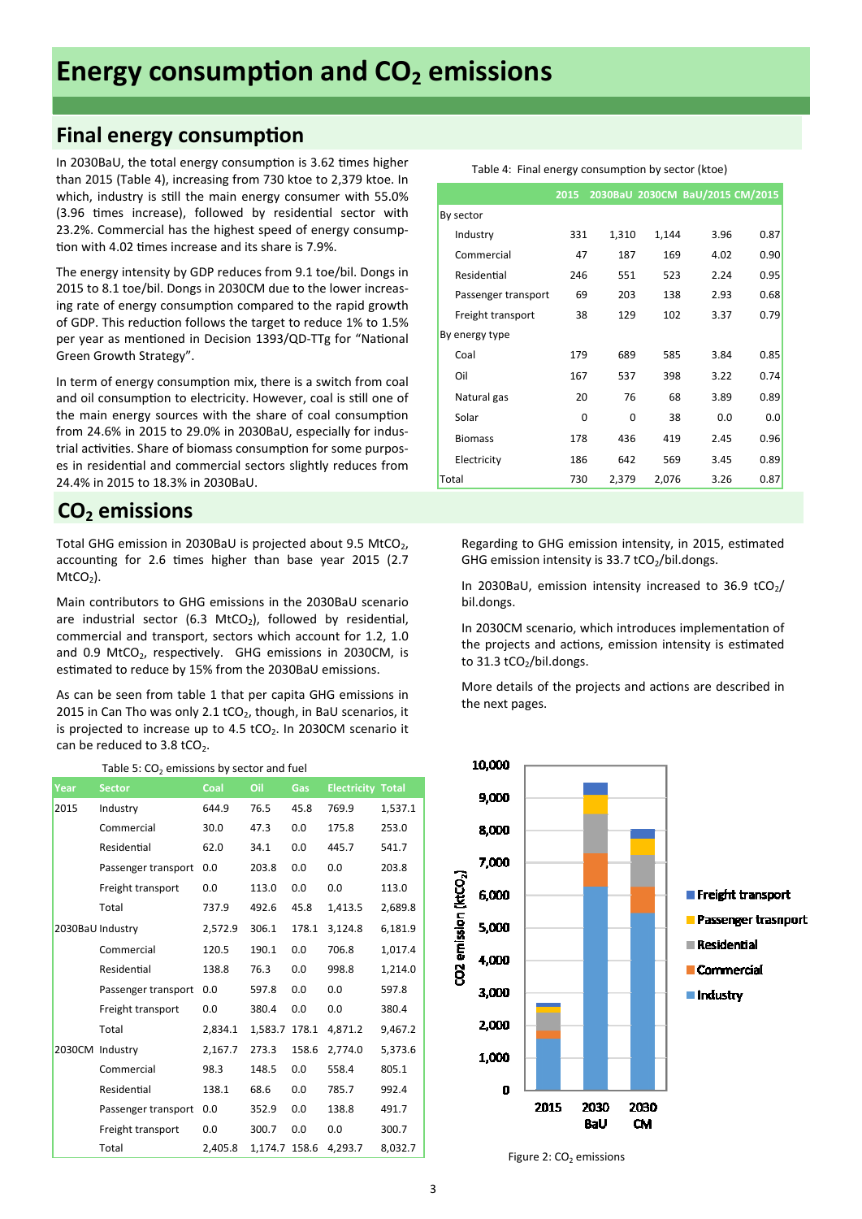# Energy consumption and $CO_2$ emissions

## Final energy consumption

In 2030BaU, the total energy consumption is 3.62 times higher than 2015 (Table 4), increasing from 730 ktoe to 2,379 ktoe. In which, industry is still the main energy consumer with 55.0% (3.96 times increase), followed by residential sector with 23.2%. Commercial has the highest speed of energy consumption with 4.02 times increase and its share is 7.9%.

The energy intensity by GDP reduces from 9.1 toe/bil. Dongs in 2015 to 8.1 toe/bil. Dongs in 2030CM due to the lower increasing rate of energy consumption compared to the rapid growth of GDP. This reduction follows the target to reduce 1% to 1.5% per year as mentioned in Decision 1393/QD-TTg for "National Green Growth Strategy".

In term of energy consumption mix, there is a switch from coal and oil consumption to electricity. However, coal is still one of the main energy sources with the share of coal consumption from 24.6% in 2015 to 29.0% in 2030BaU, especially for industrial activities. Share of biomass consumption for some purposes in residential and commercial sectors slightly reduces from 24.4% in 2015 to 18.3% in 2030BaU.

Table 4: Final energy consumption by sector (ktoe)

| | 2015 | 2030BaU | 2030CM | BaU/2015 | CM/2015 |
|---|---|---|---|---|---|
| By sector | | | | | |
| Industry | 331 | 1,310 | 1,144 | 3.96 | 0.87 |
| Commercial | 47 | 187 | 169 | 4.02 | 0.90 |
| Residential | 246 | 551 | 523 | 2.24 | 0.95 |
| Passenger transport | 69 | 203 | 138 | 2.93 | 0.68 |
| Freight transport | 38 | 129 | 102 | 3.37 | 0.79 |
| By energy type | | | | | |
| Coal | 179 | 689 | 585 | 3.84 | 0.85 |
| Oil | 167 | 537 | 398 | 3.22 | 0.74 |
| Natural gas | 20 | 76 | 68 | 3.89 | 0.89 |
| Solar | 0 | 0 | 38 | 0.0 | 0.0 |
| Biomass | 178 | 436 | 419 | 2.45 | 0.96 |
| Electricity | 186 | 642 | 569 | 3.45 | 0.89 |
| Total | 730 | 2,379 | 2,076 | 3.26 | 0.87 |

## $CO_2$ emissions

Total GHG emission in 2030BaU is projected about 9.5 $MtCO_2$, accounting for 2.6 times higher than base year 2015 (2.7 $MtCO_2$).

Main contributors to GHG emissions in the 2030BaU scenario are industrial sector (6.3 $MtCO_2$), followed by residential, commercial and transport, sectors which account for 1.2, 1.0 and 0.9 $MtCO_2$, respectively. GHG emissions in 2030CM, is estimated to reduce by 15% from the 2030BaU emissions.

As can be seen from table 1 that per capita GHG emissions in 2015 in Can Tho was only 2.1 $tCO_2$, though, in BaU scenarios, it is projected to increase up to 4.5 $tCO_2$. In 2030CM scenario it can be reduced to 3.8 $tCO_2$.

Table 5: $CO_2$ emissions by sector and fuel

| Year | Sector | Coal | Oil | Gas | Electricity | Total |
|---|---|---|---|---|---|---|
| 2015 | Industry | 644.9 | 76.5 | 45.8 | 769.9 | 1,537.1 |
| | Commercial | 30.0 | 47.3 | 0.0 | 175.8 | 253.0 |
| | Residential | 62.0 | 34.1 | 0.0 | 445.7 | 541.7 |
| | Passenger transport | 0.0 | 203.8 | 0.0 | 0.0 | 203.8 |
| | Freight transport | 0.0 | 113.0 | 0.0 | 0.0 | 113.0 |
| | Total | 737.9 | 492.6 | 45.8 | 1,413.5 | 2,689.8 |
| 2030BaU | Industry | 2,572.9 | 306.1 | 178.1 | 3,124.8 | 6,181.9 |
| | Commercial | 120.5 | 190.1 | 0.0 | 706.8 | 1,017.4 |
| | Residential | 138.8 | 76.3 | 0.0 | 998.8 | 1,214.0 |
| | Passenger transport | 0.0 | 597.8 | 0.0 | 0.0 | 597.8 |
| | Freight transport | 0.0 | 380.4 | 0.0 | 0.0 | 380.4 |
| | Total | 2,834.1 | 1,583.7 | 178.1 | 4,871.2 | 9,467.2 |
| 2030CM | Industry | 2,167.7 | 273.3 | 158.6 | 2,774.0 | 5,373.6 |
| | Commercial | 98.3 | 148.5 | 0.0 | 558.4 | 805.1 |
| | Residential | 138.1 | 68.6 | 0.0 | 785.7 | 992.4 |
| | Passenger transport | 0.0 | 352.9 | 0.0 | 138.8 | 491.7 |
| | Freight transport | 0.0 | 300.7 | 0.0 | 0.0 | 300.7 |
| | Total | 2,405.8 | 1,174.7 | 158.6 | 4,293.7 | 8,032.7 |

Regarding to GHG emission intensity, in 2015, estimated GHG emission intensity is 33.7 $tCO_2$/bil.dongs.

In 2030BaU, emission intensity increased to 36.9 $tCO_2$/bil.dongs.

In 2030CM scenario, which introduces implementation of the projects and actions, emission intensity is estimated to 31.3 $tCO_2$/bil.dongs.

More details of the projects and actions are described in the next pages.

Figure 2: $CO_2$ emissions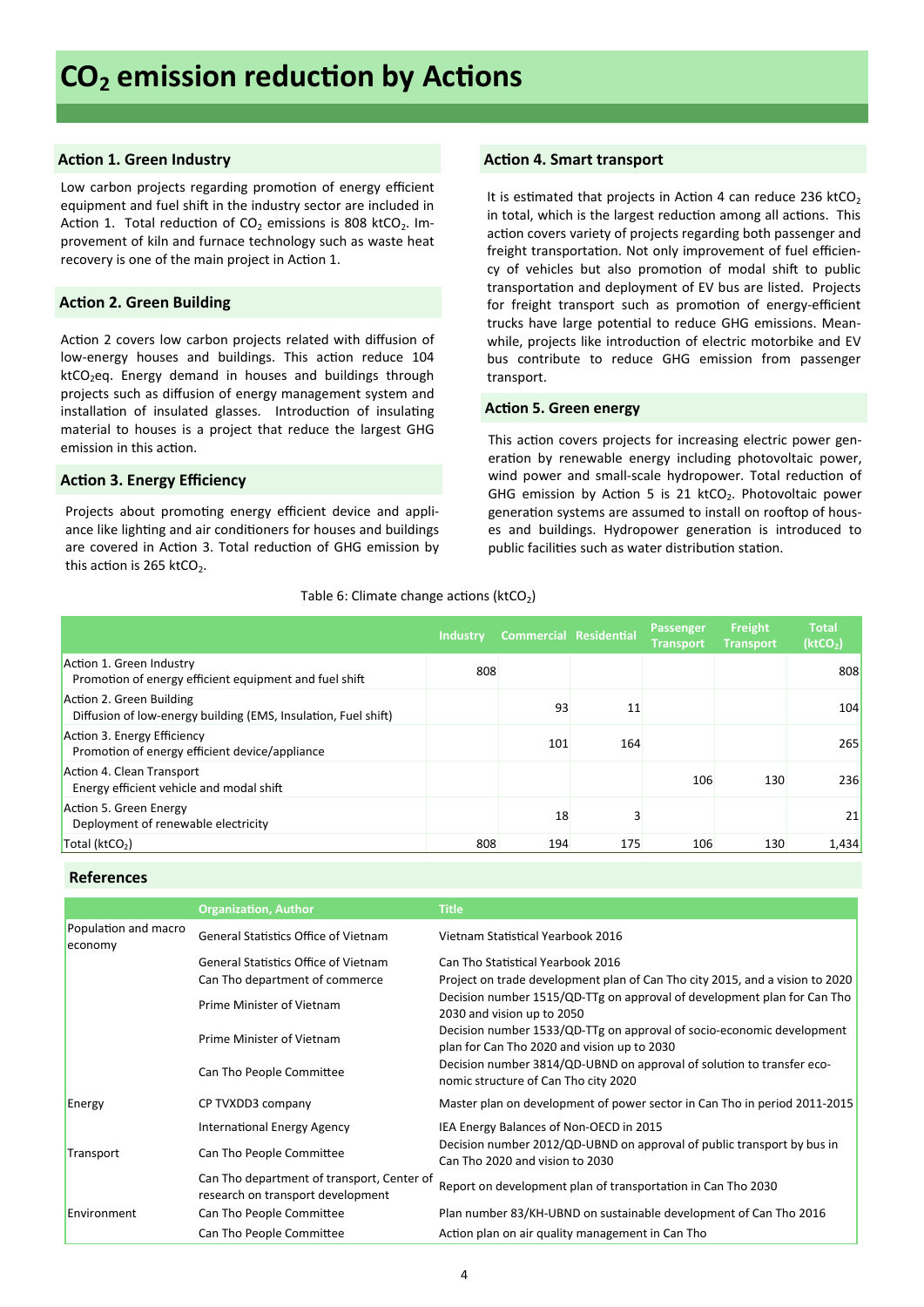# $CO_2$ emission reduction by Actions

### Action 1. Green Industry

Low carbon projects regarding promotion of energy efficient equipment and fuel shift in the industry sector are included in Action 1. Total reduction of $CO_2$ emissions is 808 $ktCO_2$. Improvement of kiln and furnace technology such as waste heat recovery is one of the main project in Action 1.

### Action 2. Green Building

Action 2 covers low carbon projects related with diffusion of low-energy houses and buildings. This action reduce 104 $ktCO_2eq$. Energy demand in houses and buildings through projects such as diffusion of energy management system and installation of insulated glasses. Introduction of insulating material to houses is a project that reduce the largest GHG emission in this action.

### Action 3. Energy Efficiency

Projects about promoting energy efficient device and appliance like lighting and air conditioners for houses and buildings are covered in Action 3. Total reduction of GHG emission by this action is 265 $ktCO_2$.

### Action 4. Smart transport

It is estimated that projects in Action 4 can reduce 236 $ktCO_2$ in total, which is the largest reduction among all actions. This action covers variety of projects regarding both passenger and freight transportation. Not only improvement of fuel efficiency of vehicles but also promotion of modal shift to public transportation and deployment of EV bus are listed. Projects for freight transport such as promotion of energy-efficient trucks have large potential to reduce GHG emissions. Meanwhile, projects like introduction of electric motorbike and EV bus contribute to reduce GHG emission from passenger transport.

### Action 5. Green energy

This action covers projects for increasing electric power generation by renewable energy including photovoltaic power, wind power and small-scale hydropower. Total reduction of GHG emission by Action 5 is 21 $ktCO_2$. Photovoltaic power generation systems are assumed to install on rooftop of houses and buildings. Hydropower generation is introduced to public facilities such as water distribution station.

Table 6: Climate change actions ($ktCO_2$)

| | Industry | Commercial | Residential | Passenger Transport | Freight Transport | Total ($ktCO_2$) |
|---|---|---|---|---|---|---|
| Action 1. Green Industry<br>Promotion of energy efficient equipment and fuel shift | 808 | | | | | 808 |
| Action 2. Green Building<br>Diffusion of low-energy building (EMS, Insulation, Fuel shift) | | 93 | 11 | | | 104 |
| Action 3. Energy Efficiency<br>Promotion of energy efficient device/appliance | | 101 | 164 | | | 265 |
| Action 4. Clean Transport<br>Energy efficient vehicle and modal shift | | | | 106 | 130 | 236 |
| Action 5. Green Energy<br>Deployment of renewable electricity | | 18 | 3 | | | 21 |
| Total ($ktCO_2$) | 808 | 194 | 175 | 106 | 130 | 1,434 |

### References

| | Organization, Author | Title |
|---|---|---|
| Population and macro economy | General Statistics Office of Vietnam | Vietnam Statistical Yearbook 2016 |
| | General Statistics Office of Vietnam | Can Tho Statistical Yearbook 2016 |
| | Can Tho department of commerce | Project on trade development plan of Can Tho city 2015, and a vision to 2020 |
| | Prime Minister of Vietnam | Decision number 1515/QD-TTg on approval of development plan for Can Tho 2030 and vision up to 2050 |
| | Prime Minister of Vietnam | Decision number 1533/QD-TTg on approval of socio-economic development plan for Can Tho 2020 and vision up to 2030 |
| | Can Tho People Committee | Decision number 3814/QD-UBND on approval of solution to transfer economic structure of Can Tho city 2020 |
| Energy | CP TVXDD3 company | Master plan on development of power sector in Can Tho in period 2011-2015 |
| | International Energy Agency | IEA Energy Balances of Non-OECD in 2015 |
| Transport | Can Tho People Committee | Decision number 2012/QD-UBND on approval of public transport by bus in Can Tho 2020 and vision to 2030 |
| | Can Tho department of transport, Center of research on transport development | Report on development plan of transportation in Can Tho 2030 |
| Environment | Can Tho People Committee | Plan number 83/KH-UBND on sustainable development of Can Tho 2016 |
| | Can Tho People Committee | Action plan on air quality management in Can Tho |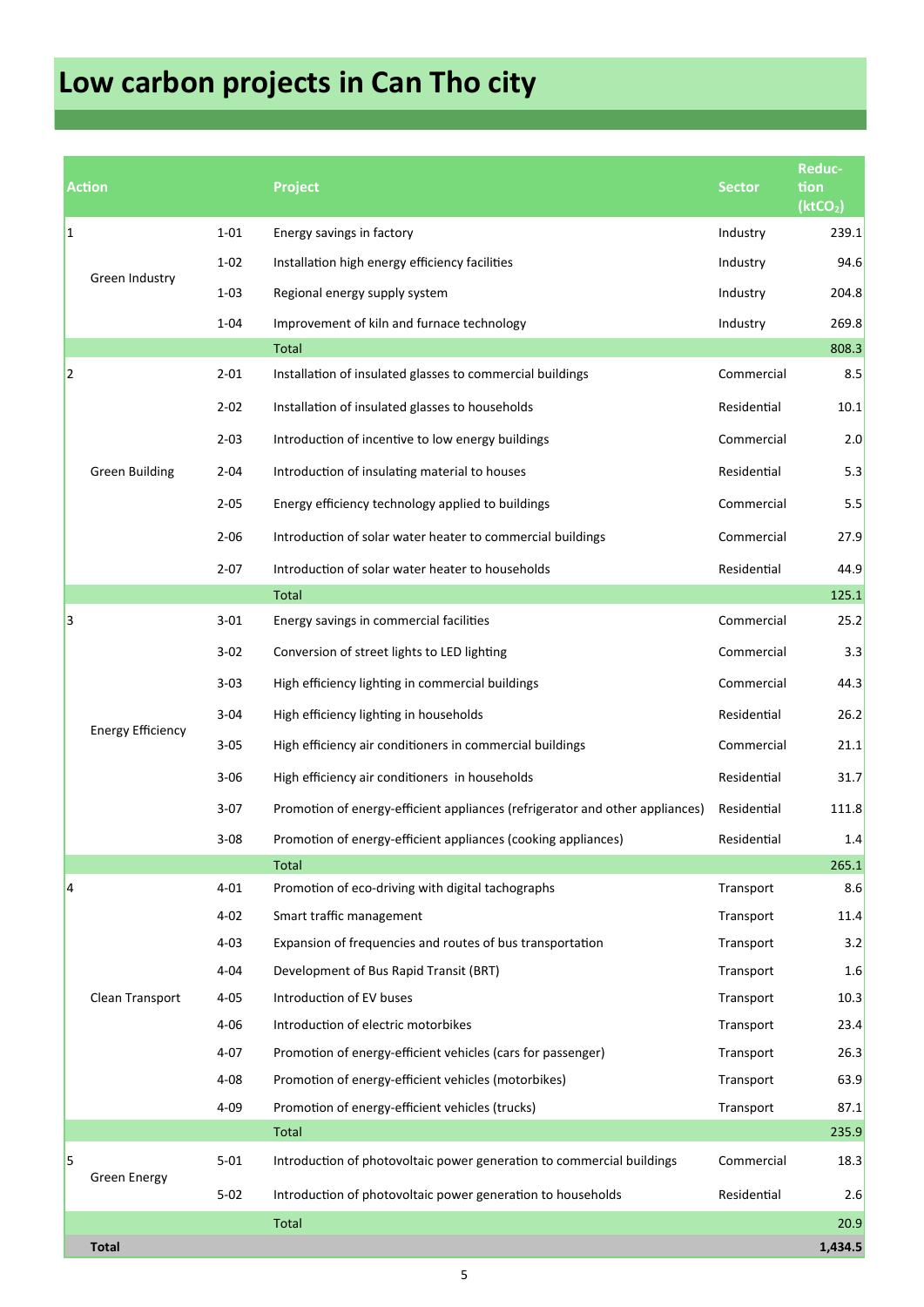# Low carbon projects in Can Tho city

| Action | | | Project | Sector | Reduction ($ktCO_2$) |
|---|---|---|---|---|---|
| 1 | Green Industry | 1-01 | Energy savings in factory | Industry | 239.1 |
| | | 1-02 | Installation high energy efficiency facilities | Industry | 94.6 |
| | | 1-03 | Regional energy supply system | Industry | 204.8 |
| | | 1-04 | Improvement of kiln and furnace technology | Industry | 269.8 |
| | | | Total | | 808.3 |
| 2 | Green Building | 2-01 | Installation of insulated glasses to commercial buildings | Commercial | 8.5 |
| | | 2-02 | Installation of insulated glasses to households | Residential | 10.1 |
| | | 2-03 | Introduction of incentive to low energy buildings | Commercial | 2.0 |
| | | 2-04 | Introduction of insulating material to houses | Residential | 5.3 |
| | | 2-05 | Energy efficiency technology applied to buildings | Commercial | 5.5 |
| | | 2-06 | Introduction of solar water heater to commercial buildings | Commercial | 27.9 |
| | | 2-07 | Introduction of solar water heater to households | Residential | 44.9 |
| | | | Total | | 125.1 |
| 3 | Energy Efficiency | 3-01 | Energy savings in commercial facilities | Commercial | 25.2 |
| | | 3-02 | Conversion of street lights to LED lighting | Commercial | 3.3 |
| | | 3-03 | High efficiency lighting in commercial buildings | Commercial | 44.3 |
| | | 3-04 | High efficiency lighting in households | Residential | 26.2 |
| | | 3-05 | High efficiency air conditioners in commercial buildings | Commercial | 21.1 |
| | | 3-06 | High efficiency air conditioners in households | Residential | 31.7 |
| | | 3-07 | Promotion of energy-efficient appliances (refrigerator and other appliances) | Residential | 111.8 |
| | | 3-08 | Promotion of energy-efficient appliances (cooking appliances) | Residential | 1.4 |
| | | | Total | | 265.1 |
| 4 | Clean Transport | 4-01 | Promotion of eco-driving with digital tachographs | Transport | 8.6 |
| | | 4-02 | Smart traffic management | Transport | 11.4 |
| | | 4-03 | Expansion of frequencies and routes of bus transportation | Transport | 3.2 |
| | | 4-04 | Development of Bus Rapid Transit (BRT) | Transport | 1.6 |
| | | 4-05 | Introduction of EV buses | Transport | 10.3 |
| | | 4-06 | Introduction of electric motorbikes | Transport | 23.4 |
| | | 4-07 | Promotion of energy-efficient vehicles (cars for passenger) | Transport | 26.3 |
| | | 4-08 | Promotion of energy-efficient vehicles (motorbikes) | Transport | 63.9 |
| | | 4-09 | Promotion of energy-efficient vehicles (trucks) | Transport | 87.1 |
| | | | Total | | 235.9 |
| 5 | Green Energy | 5-01 | Introduction of photovoltaic power generation to commercial buildings | Commercial | 18.3 |
| | | 5-02 | Introduction of photovoltaic power generation to households | Residential | 2.6 |
| | | | Total | | 20.9 |
| | **Total** | | | | **1,434.5** |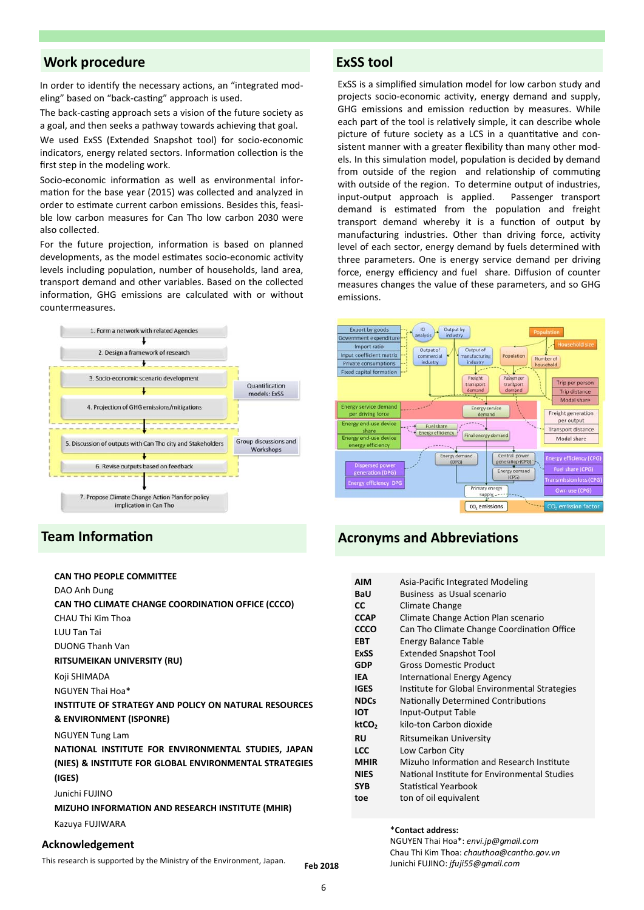## Work procedure

In order to identify the necessary actions, an "integrated modeling" based on "back-casting" approach is used.

The back-casting approach sets a vision of the future society as a goal, and then seeks a pathway towards achieving that goal.

We used ExSS (Extended Snapshot tool) for socio-economic indicators, energy related sectors. Information collection is the first step in the modeling work.

Socio-economic information as well as environmental information for the base year (2015) was collected and analyzed in order to estimate current carbon emissions. Besides this, feasible low carbon measures for Can Tho low carbon 2030 were also collected.

For the future projection, information is based on planned developments, as the model estimates socio-economic activity levels including population, number of households, land area, transport demand and other variables. Based on the collected information, GHG emissions are calculated with or without countermeasures.

1. Form a network with related Agencies
2. Design a framework of research
3. Socio-economic scenario development
4. Projection of GHG emissions/mitigations
5. Discussion of outputs with Can Tho city and Stakeholders
6. Revise outputs based on feedback
7. Propose Climate Change Action Plan for policy implication in Can Tho

Quantification models: ExSS

Group discussions and Workshops

## ExSS tool

ExSS is a simplified simulation model for low carbon study and projects socio-economic activity, energy demand and supply, GHG emissions and emission reduction by measures. While each part of the tool is relatively simple, it can describe whole picture of future society as a LCS in a quantitative and consistent manner with a greater flexibility than many other models. In this simulation model, population is decided by demand from outside of the region and relationship of commuting with outside of the region. To determine output of industries, input-output approach is applied. Passenger transport demand is estimated from the population and freight transport demand whereby it is a function of output by manufacturing industries. Other than driving force, activity level of each sector, energy demand by fuels determined with three parameters. One is energy service demand per driving force, energy efficiency and fuel share. Diffusion of counter measures changes the value of these parameters, and so GHG emissions.

Export by goods
Government expenditure
Import ratio
Input coefficient matrix
Private consumptions
Fixed capital formation
IO analysis
Output by industry
Output of commercial industry
Output of manufacturing industry
Population
Population
Household size
Number of household
Freight transport demand
Passenger transport demand
Trip per person
Trip distance
Modal share
Energy service demand per driving force
Energy service demand
Freight generation per output
Transport distance
Modal share
Energy end-use device share
Fuel share
Energy efficiency
Energy end-use device energy efficiency
Final energy demand
Dispersed power generation (DPG)
Energy efficiency DPG
Energy demand (DPG)
Central power generation (CPG)
Energy demand (CPG)
Energy efficiency (CPG)
Fuel share (CPG)
Transmission loss (CPG)
Own use (CPG)
Primary energy supply
$CO_2$ emissions
$CO_2$ emission factor

## Team Information

**CAN THO PEOPLE COMMITTEE**

DAO Anh Dung

**CAN THO CLIMATE CHANGE COORDINATION OFFICE (CCCO)**

CHAU Thi Kim Thoa

LUU Tan Tai

DUONG Thanh Van

**RITSUMEIKAN UNIVERSITY (RU)**

Koji SHIMADA

NGUYEN Thai Hoa*

**INSTITUTE OF STRATEGY AND POLICY ON NATURAL RESOURCES & ENVIRONMENT (ISPONRE)**

NGUYEN Tung Lam

**NATIONAL INSTITUTE FOR ENVIRONMENTAL STUDIES, JAPAN (NIES) & INSTITUTE FOR GLOBAL ENVIRONMENTAL STRATEGIES (IGES)**

Junichi FUJINO

**MIZUHO INFORMATION AND RESEARCH INSTITUTE (MHIR)**

Kazuya FUJIWARA

## Acronyms and Abbreviations

| | |
|---|---|
| **AIM** | Asia-Pacific Integrated Modeling |
| **BaU** | Business as Usual scenario |
| **CC** | Climate Change |
| **CCAP** | Climate Change Action Plan scenario |
| **CCCO** | Can Tho Climate Change Coordination Office |
| **EBT** | Energy Balance Table |
| **ExSS** | Extended Snapshot Tool |
| **GDP** | Gross Domestic Product |
| **IEA** | International Energy Agency |
| **IGES** | Institute for Global Environmental Strategies |
| **NDCs** | Nationally Determined Contributions |
| **IOT** | Input-Output Table |
| **$ktCO_2$** | kilo-ton Carbon dioxide |
| **RU** | Ritsumeikan University |
| **LCC** | Low Carbon City |
| **MHIR** | Mizuho Information and Research Institute |
| **NIES** | National Institute for Environmental Studies |
| **SYB** | Statistical Yearbook |
| **toe** | ton of oil equivalent |

## Acknowledgement

This research is supported by the Ministry of the Environment, Japan.

**Feb 2018**

***Contact address:**

NGUYEN Thai Hoa*: *envi.jp@gmail.com*

Chau Thi Kim Thoa: *chauthoa@cantho.gov.vn*

Junichi FUJINO: *jfuji55@gmail.com*